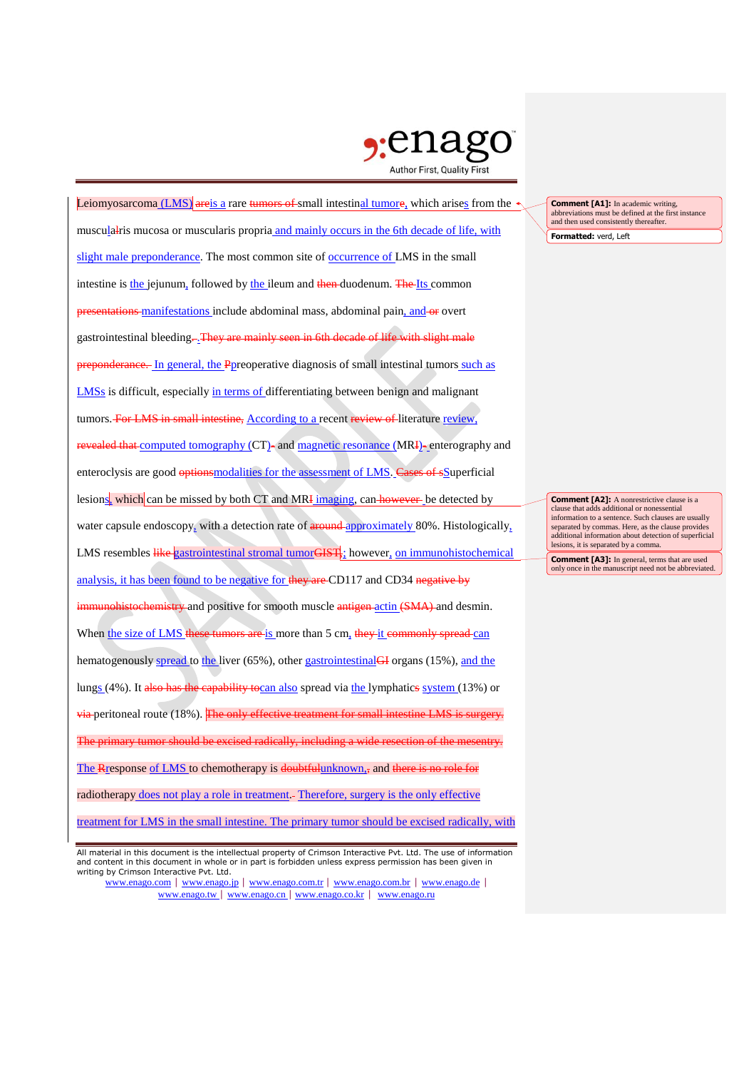Leiomyosarcoma (LMS) ~~are~~is a rare ~~tumors of~~ small intestinal tumor, which arises from the muscula~~l~~ris mucosa or muscularis propria and mainly occurs in the 6th decade of life, with slight male preponderance. The most common site of occurrence of LMS in the small intestine is the jejunum, followed by the ileum and ~~then~~ duodenum. ~~The~~ Its common ~~presentations~~ manifestations include abdominal mass, abdominal pain, and ~~or~~ overt gastrointestinal bleeding~~.~~. ~~They are mainly seen in 6th decade of life with slight male preponderance.~~ In general, the ~~P~~preoperative diagnosis of small intestinal tumors such as LMSs is difficult, especially in terms of differentiating between benign and malignant tumors. ~~For LMS in small intestine,~~ According to a recent ~~review of~~ literature review, ~~revealed that~~ computed tomography (CT)~~,~~ and magnetic resonance (MR~~I~~)~~,~~ enterography and enteroclysis are good ~~options~~modalities for the assessment of LMS. ~~Cases of s~~Superficial lesions, which can be missed by both CT and MR~~I~~ imaging, can ~~however~~ be detected by water capsule endoscopy, with a detection rate of ~~around~~ approximately 80%. Histologically, LMS resembles ~~like~~ gastrointestinal stromal tumor~~GIST,~~; however, on immunohistochemical analysis, it has been found to be negative for ~~they are~~ CD117 and CD34 ~~negative by immunohistochemistry~~ and positive for smooth muscle ~~antigen~~ actin ~~(SMA)~~ and desmin. When the size of LMS ~~these tumors are~~ is more than 5 cm, ~~they~~ it ~~commonly spread~~ can hematogenously spread to the liver (65%), other gastrointestinal~~GI~~ organs (15%), and the lungs (4%). It ~~also has the capability to~~can also spread via the lymphatic~~s~~ system (13%) or ~~via~~ peritoneal route (18%). ~~The only effective treatment for small intestine LMS is surgery. The primary tumor should be excised radically, including a wide resection of the mesentry.~~ The ~~R~~response of LMS to chemotherapy is ~~doubtful~~unknown~~,~~, and ~~there is no role for~~ radiotherapy does not play a role in treatment~~.~~. Therefore, surgery is the only effective treatment for LMS in the small intestine. The primary tumor should be excised radically, with

**Comment [A1]:** In academic writing, abbreviations must be defined at the first instance and then used consistently thereafter.

**Formatted:** verd, Left

**Comment [A2]:** A nonrestrictive clause is a clause that adds additional or nonessential information to a sentence. Such clauses are usually separated by commas. Here, as the clause provides additional information about detection of superficial lesions, it is separated by a comma.

**Comment [A3]:** In general, terms that are used only once in the manuscript need not be abbreviated.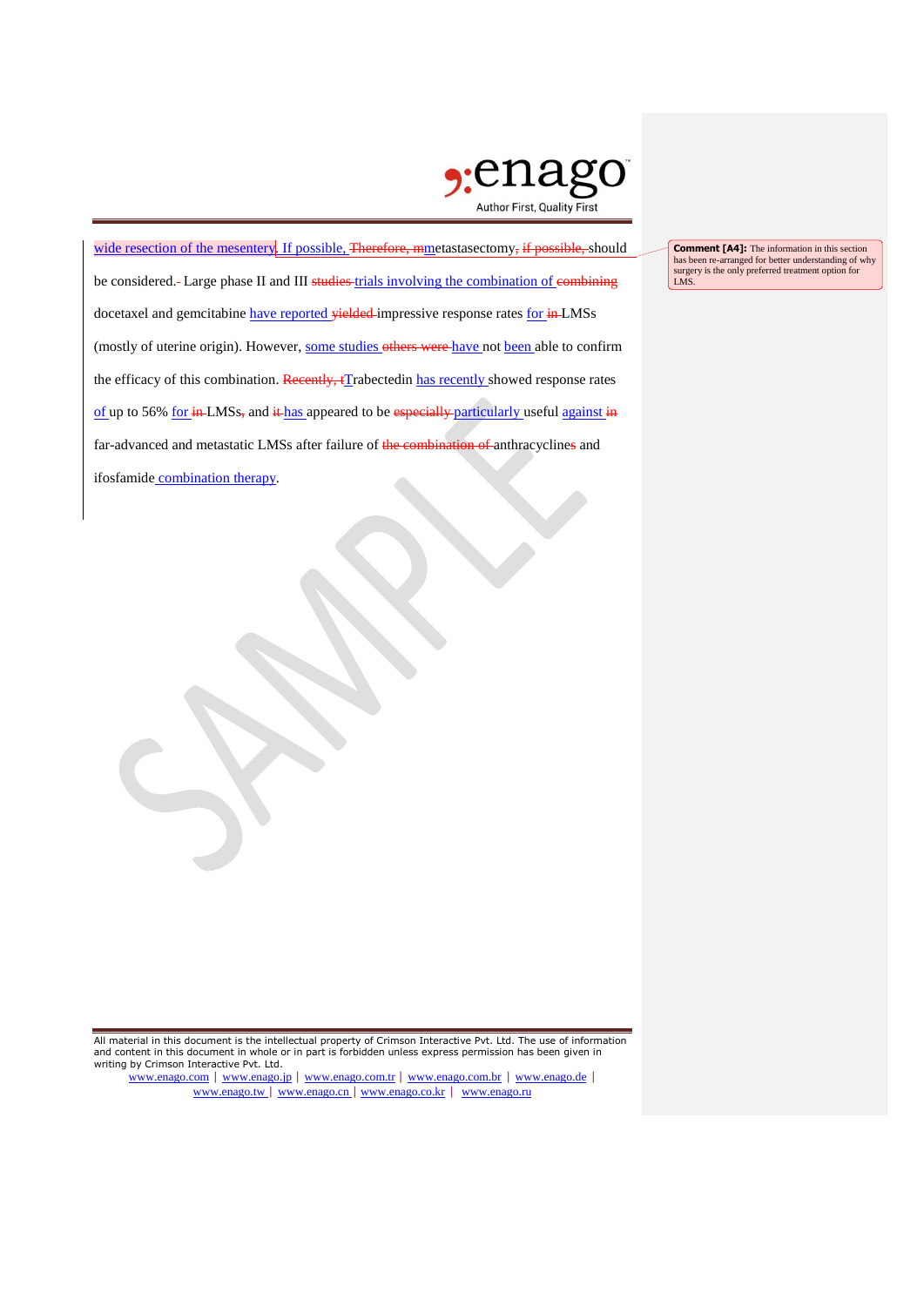wide resection of the mesentery. If possible, ~~Therefore, m~~metastasectomy~~, if possible,~~ should be considered.~~ ~~Large phase II and III ~~studies~~ trials involving the combination of ~~combining~~ docetaxel and gemcitabine have reported ~~yielded~~ impressive response rates for ~~in~~ LMSs (mostly of uterine origin). However, some studies ~~others were~~ have not been able to confirm the efficacy of this combination. ~~Recently, t~~Trabectedin has recently showed response rates of up to 56% for ~~in~~ LMSs~~,~~ and ~~it~~ has appeared to be ~~especially~~ particularly useful against ~~in~~ far-advanced and metastatic LMSs after failure of ~~the combination of~~ anthracycline~~s~~ and ifosfamide combination therapy.

**Comment [A4]:** The information in this section has been re-arranged for better understanding of why surgery is the only preferred treatment option for LMS.